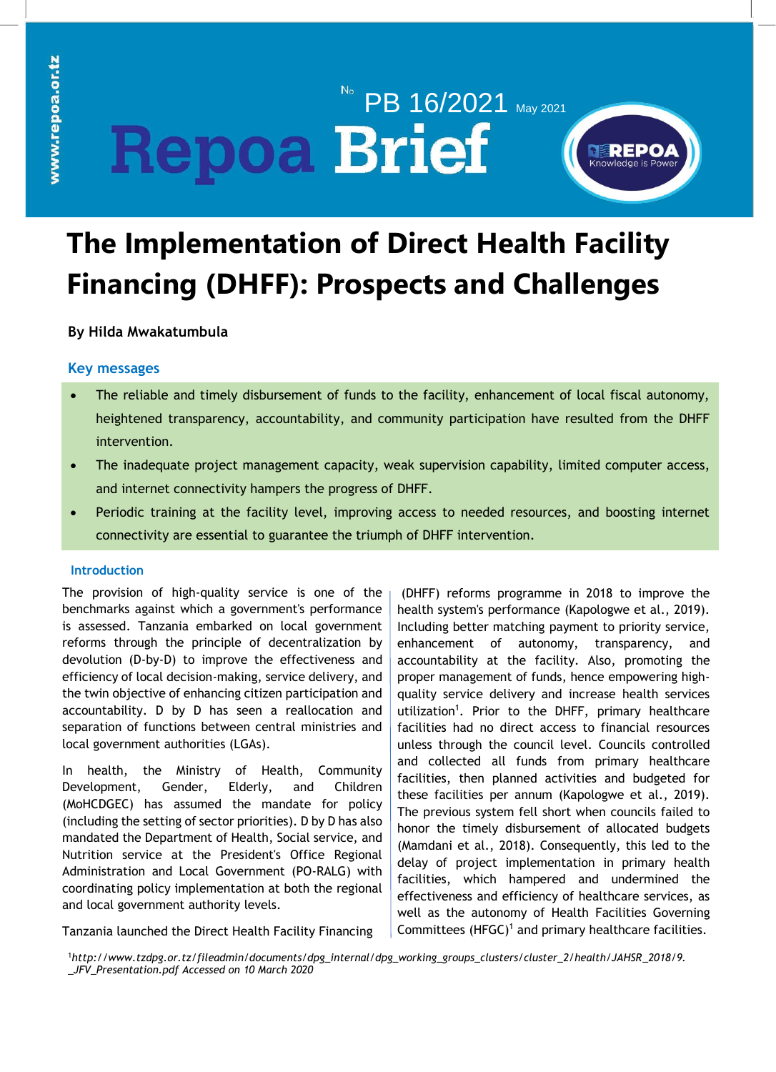www.repoa.or.tz

No PB 16/2021 May 2021

# Repoa Brief

REPOA Knowledge is Power

# The Implementation of Direct Health Facility Financing (DHFF): Prospects and Challenges

**By Hilda Mwakatumbula**

## Key messages

- The reliable and timely disbursement of funds to the facility, enhancement of local fiscal autonomy, heightened transparency, accountability, and community participation have resulted from the DHFF intervention.
- The inadequate project management capacity, weak supervision capability, limited computer access, and internet connectivity hampers the progress of DHFF.
- Periodic training at the facility level, improving access to needed resources, and boosting internet connectivity are essential to guarantee the triumph of DHFF intervention.

## Introduction

The provision of high-quality service is one of the benchmarks against which a government's performance is assessed. Tanzania embarked on local government reforms through the principle of decentralization by devolution (D-by-D) to improve the effectiveness and efficiency of local decision-making, service delivery, and the twin objective of enhancing citizen participation and accountability. D by D has seen a reallocation and separation of functions between central ministries and local government authorities (LGAs).

In health, the Ministry of Health, Community Development, Gender, Elderly, and Children (MoHCDGEC) has assumed the mandate for policy (including the setting of sector priorities). D by D has also mandated the Department of Health, Social service, and Nutrition service at the President's Office Regional Administration and Local Government (PO-RALG) with coordinating policy implementation at both the regional and local government authority levels.

Tanzania launched the Direct Health Facility Financing (DHFF) reforms programme in 2018 to improve the health system's performance (Kapologwe et al., 2019). Including better matching payment to priority service, enhancement of autonomy, transparency, and accountability at the facility. Also, promoting the proper management of funds, hence empowering high-quality service delivery and increase health services utilization[1]. Prior to the DHFF, primary healthcare facilities had no direct access to financial resources unless through the council level. Councils controlled and collected all funds from primary healthcare facilities, then planned activities and budgeted for these facilities per annum (Kapologwe et al., 2019). The previous system fell short when councils failed to honor the timely disbursement of allocated budgets (Mamdani et al., 2018). Consequently, this led to the delay of project implementation in primary health facilities, which hampered and undermined the effectiveness and efficiency of healthcare services, as well as the autonomy of Health Facilities Governing Committees (HFGC)[1] and primary healthcare facilities.

[1]*http://www.tzdpg.or.tz/fileadmin/documents/dpg_internal/dpg_working_groups_clusters/cluster_2/health/JAHSR_2018/9._JFV_Presentation.pdf Accessed on 10 March 2020*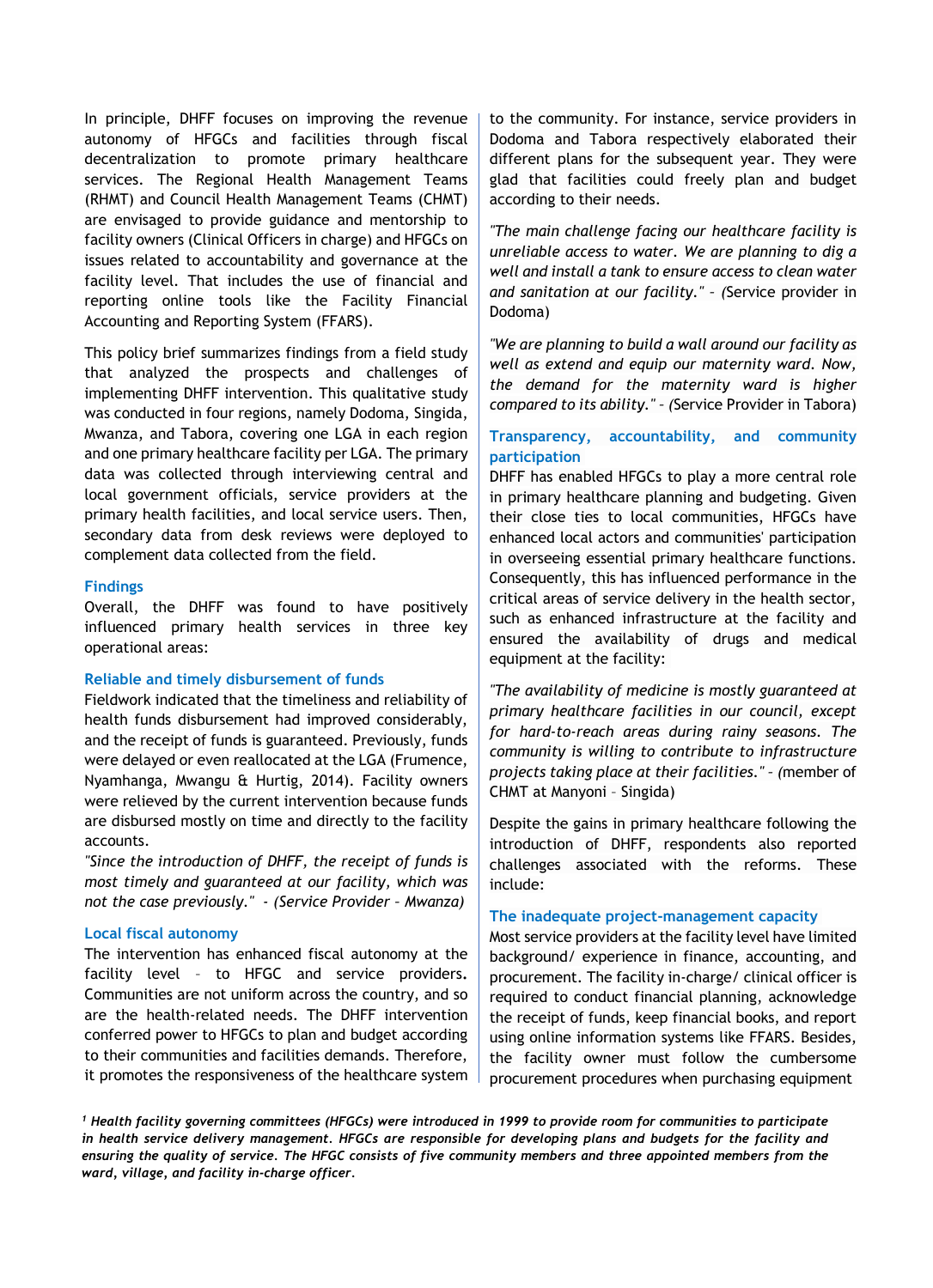In principle, DHFF focuses on improving the revenue autonomy of HFGCs and facilities through fiscal decentralization to promote primary healthcare services. The Regional Health Management Teams (RHMT) and Council Health Management Teams (CHMT) are envisaged to provide guidance and mentorship to facility owners (Clinical Officers in charge) and HFGCs on issues related to accountability and governance at the facility level. That includes the use of financial and reporting online tools like the Facility Financial Accounting and Reporting System (FFARS).

This policy brief summarizes findings from a field study that analyzed the prospects and challenges of implementing DHFF intervention. This qualitative study was conducted in four regions, namely Dodoma, Singida, Mwanza, and Tabora, covering one LGA in each region and one primary healthcare facility per LGA. The primary data was collected through interviewing central and local government officials, service providers at the primary health facilities, and local service users. Then, secondary data from desk reviews were deployed to complement data collected from the field.

## Findings

Overall, the DHFF was found to have positively influenced primary health services in three key operational areas:

### Reliable and timely disbursement of funds

Fieldwork indicated that the timeliness and reliability of health funds disbursement had improved considerably, and the receipt of funds is guaranteed. Previously, funds were delayed or even reallocated at the LGA (Frumence, Nyamhanga, Mwangu & Hurtig, 2014). Facility owners were relieved by the current intervention because funds are disbursed mostly on time and directly to the facility accounts.

*"Since the introduction of DHFF, the receipt of funds is most timely and guaranteed at our facility, which was not the case previously." - (Service Provider – Mwanza)*

### Local fiscal autonomy

The intervention has enhanced fiscal autonomy at the facility level – to HFGC and service providers. Communities are not uniform across the country, and so are the health-related needs. The DHFF intervention conferred power to HFGCs to plan and budget according to their communities and facilities demands. Therefore, it promotes the responsiveness of the healthcare system to the community. For instance, service providers in Dodoma and Tabora respectively elaborated their different plans for the subsequent year. They were glad that facilities could freely plan and budget according to their needs.

*"The main challenge facing our healthcare facility is unreliable access to water. We are planning to dig a well and install a tank to ensure access to clean water and sanitation at our facility." – (*Service provider in Dodoma)

*"We are planning to build a wall around our facility as well as extend and equip our maternity ward. Now, the demand for the maternity ward is higher compared to its ability." – (*Service Provider in Tabora)

### Transparency, accountability, and community participation

DHFF has enabled HFGCs to play a more central role in primary healthcare planning and budgeting. Given their close ties to local communities, HFGCs have enhanced local actors and communities' participation in overseeing essential primary healthcare functions. Consequently, this has influenced performance in the critical areas of service delivery in the health sector, such as enhanced infrastructure at the facility and ensured the availability of drugs and medical equipment at the facility:

*"The availability of medicine is mostly guaranteed at primary healthcare facilities in our council, except for hard-to-reach areas during rainy seasons. The community is willing to contribute to infrastructure projects taking place at their facilities." – (*member of CHMT at Manyoni – Singida)

Despite the gains in primary healthcare following the introduction of DHFF, respondents also reported challenges associated with the reforms. These include:

### The inadequate project-management capacity

Most service providers at the facility level have limited background/ experience in finance, accounting, and procurement. The facility in-charge/ clinical officer is required to conduct financial planning, acknowledge the receipt of funds, keep financial books, and report using online information systems like FFARS. Besides, the facility owner must follow the cumbersome procurement procedures when purchasing equipment

---

***[1] Health facility governing committees (HFGCs) were introduced in 1999 to provide room for communities to participate in health service delivery management. HFGCs are responsible for developing plans and budgets for the facility and ensuring the quality of service. The HFGC consists of five community members and three appointed members from the ward, village, and facility in-charge officer.***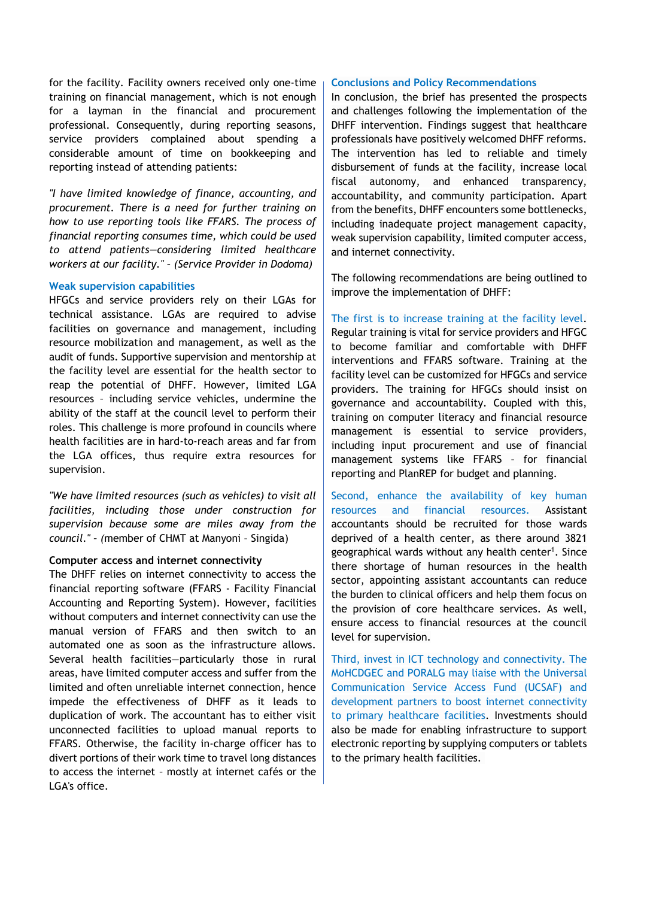for the facility. Facility owners received only one-time training on financial management, which is not enough for a layman in the financial and procurement professional. Consequently, during reporting seasons, service providers complained about spending a considerable amount of time on bookkeeping and reporting instead of attending patients:

*"I have limited knowledge of finance, accounting, and procurement. There is a need for further training on how to use reporting tools like FFARS. The process of financial reporting consumes time, which could be used to attend patients—considering limited healthcare workers at our facility." – (Service Provider in Dodoma)*

### Weak supervision capabilities

HFGCs and service providers rely on their LGAs for technical assistance. LGAs are required to advise facilities on governance and management, including resource mobilization and management, as well as the audit of funds. Supportive supervision and mentorship at the facility level are essential for the health sector to reap the potential of DHFF. However, limited LGA resources – including service vehicles, undermine the ability of the staff at the council level to perform their roles. This challenge is more profound in councils where health facilities are in hard-to-reach areas and far from the LGA offices, thus require extra resources for supervision.

*"We have limited resources (such as vehicles) to visit all facilities, including those under construction for supervision because some are miles away from the council." – (*member of CHMT at Manyoni – Singida)

### Computer access and internet connectivity

The DHFF relies on internet connectivity to access the financial reporting software (FFARS - Facility Financial Accounting and Reporting System). However, facilities without computers and internet connectivity can use the manual version of FFARS and then switch to an automated one as soon as the infrastructure allows. Several health facilities—particularly those in rural areas, have limited computer access and suffer from the limited and often unreliable internet connection, hence impede the effectiveness of DHFF as it leads to duplication of work. The accountant has to either visit unconnected facilities to upload manual reports to FFARS. Otherwise, the facility in-charge officer has to divert portions of their work time to travel long distances to access the internet – mostly at internet cafés or the LGA's office.

## Conclusions and Policy Recommendations

In conclusion, the brief has presented the prospects and challenges following the implementation of the DHFF intervention. Findings suggest that healthcare professionals have positively welcomed DHFF reforms. The intervention has led to reliable and timely disbursement of funds at the facility, increase local fiscal autonomy, and enhanced transparency, accountability, and community participation. Apart from the benefits, DHFF encounters some bottlenecks, including inadequate project management capacity, weak supervision capability, limited computer access, and internet connectivity.

The following recommendations are being outlined to improve the implementation of DHFF:

**The first is to increase training at the facility level.** Regular training is vital for service providers and HFGC to become familiar and comfortable with DHFF interventions and FFARS software. Training at the facility level can be customized for HFGCs and service providers. The training for HFGCs should insist on governance and accountability. Coupled with this, training on computer literacy and financial resource management is essential to service providers, including input procurement and use of financial management systems like FFARS – for financial reporting and PlanREP for budget and planning.

**Second, enhance the availability of key human resources and financial resources.** Assistant accountants should be recruited for those wards deprived of a health center, as there around 3821 geographical wards without any health center[1]. Since there shortage of human resources in the health sector, appointing assistant accountants can reduce the burden to clinical officers and help them focus on the provision of core healthcare services. As well, ensure access to financial resources at the council level for supervision.

**Third, invest in ICT technology and connectivity. The MoHCDGEC and PORALG may liaise with the Universal Communication Service Access Fund (UCSAF) and development partners to boost internet connectivity to primary healthcare facilities.** Investments should also be made for enabling infrastructure to support electronic reporting by supplying computers or tablets to the primary health facilities.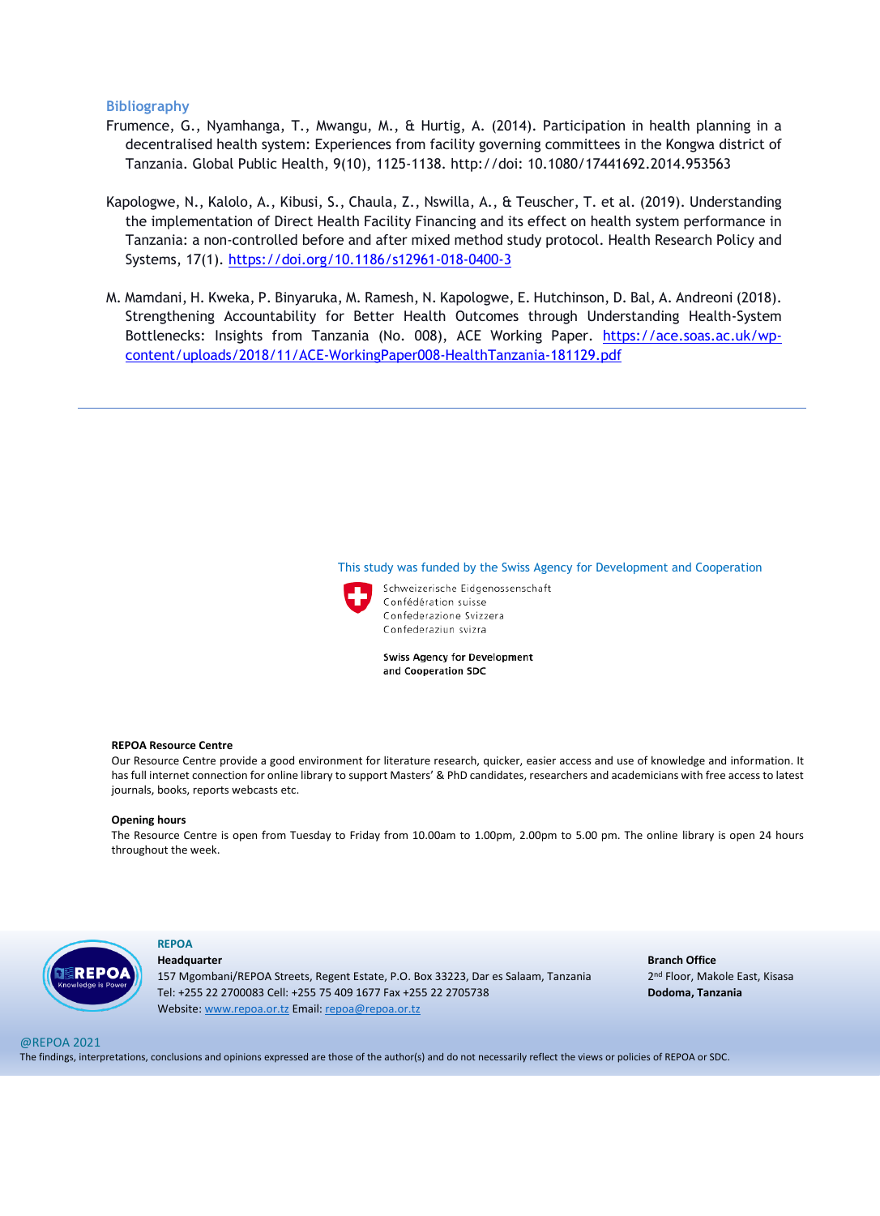## Bibliography

Frumence, G., Nyamhanga, T., Mwangu, M., & Hurtig, A. (2014). Participation in health planning in a decentralised health system: Experiences from facility governing committees in the Kongwa district of Tanzania. Global Public Health, 9(10), 1125-1138. http://doi: 10.1080/17441692.2014.953563

Kapologwe, N., Kalolo, A., Kibusi, S., Chaula, Z., Nswilla, A., & Teuscher, T. et al. (2019). Understanding the implementation of Direct Health Facility Financing and its effect on health system performance in Tanzania: a non-controlled before and after mixed method study protocol. Health Research Policy and Systems, 17(1). https://doi.org/10.1186/s12961-018-0400-3

M. Mamdani, H. Kweka, P. Binyaruka, M. Ramesh, N. Kapologwe, E. Hutchinson, D. Bal, A. Andreoni (2018). Strengthening Accountability for Better Health Outcomes through Understanding Health-System Bottlenecks: Insights from Tanzania (No. 008), ACE Working Paper. https://ace.soas.ac.uk/wp-content/uploads/2018/11/ACE-WorkingPaper008-HealthTanzania-181129.pdf

---

This study was funded by the Swiss Agency for Development and Cooperation

Schweizerische Eidgenossenschaft
Confédération suisse
Confederazione Svizzera
Confederaziun svizra

**Swiss Agency for Development and Cooperation SDC**

**REPOA Resource Centre**

Our Resource Centre provide a good environment for literature research, quicker, easier access and use of knowledge and information. It has full internet connection for online library to support Masters' & PhD candidates, researchers and academicians with free access to latest journals, books, reports webcasts etc.

**Opening hours**

The Resource Centre is open from Tuesday to Friday from 10.00am to 1.00pm, 2.00pm to 5.00 pm. The online library is open 24 hours throughout the week.

REPOA
Knowledge is Power

**REPOA**
**Headquarter**
157 Mgombani/REPOA Streets, Regent Estate, P.O. Box 33223, Dar es Salaam, Tanzania
Tel: +255 22 2700083 Cell: +255 75 409 1677 Fax +255 22 2705738
Website: www.repoa.or.tz Email: repoa@repoa.or.tz

**Branch Office**
2nd Floor, Makole East, Kisasa
**Dodoma, Tanzania**

@REPOA 2021

The findings, interpretations, conclusions and opinions expressed are those of the author(s) and do not necessarily reflect the views or policies of REPOA or SDC.